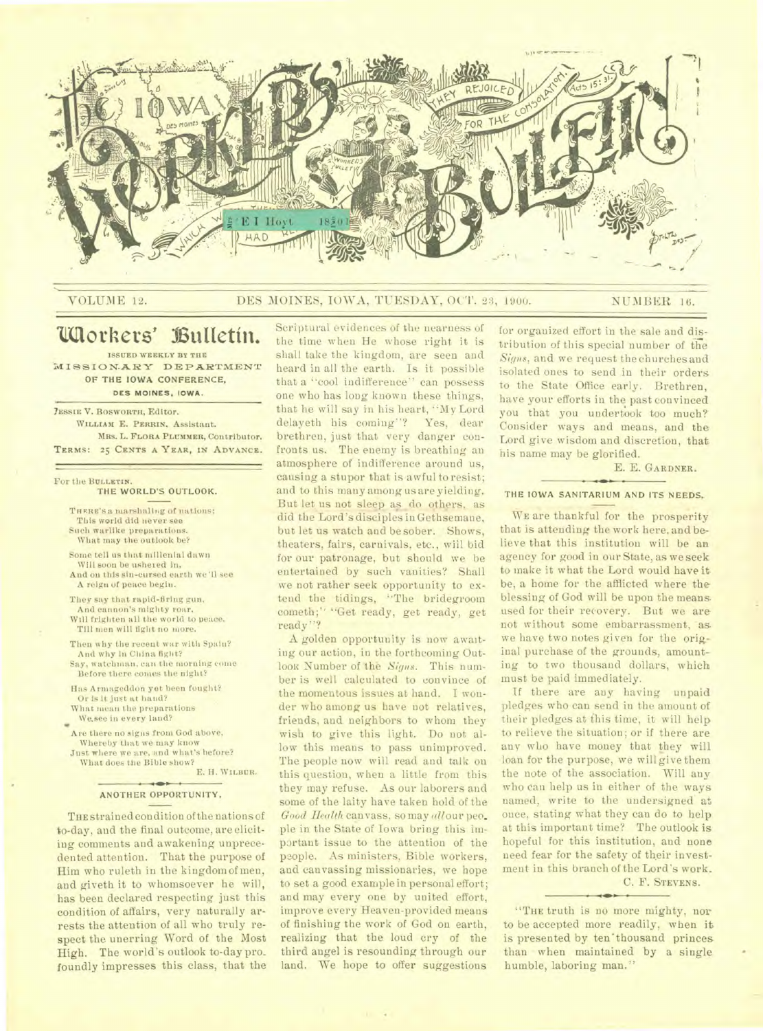# The Iowa Workers' Bulletin

VOLUME 12. DES MOINES, IOWA, TUESDAY, OCT. 23, 1900. NUMBER 16.

## Workers' Bulletin.

ISSUED WEEKLY BY THE

MISSIONARY DEPARTMENT OF THE IOWA CONFERENCE,

DES MOINES, IOWA.

JESSIE V. BOSWORTH, Editor.
WILLIAM E. PERRIN, Assistant.
MRS. L. FLORA PLUMMER, Contributor.

TERMS: 25 CENTS A YEAR, IN ADVANCE.

For the BULLETIN.

### THE WORLD'S OUTLOOK.

THERE'S a marshaling of nations;
This world did never see
Such warlike preparations.
What may the outlook be?

Some tell us that millenial dawn
Will soon be ushered in,
And on this sin-cursed earth we'll see
A reign of peace begin.

They say that rapid-firing gun,
And cannon's mighty roar,
Will frighten all the world to peace,
Till men will fight no more.

Then why the recent war with Spain?
And why in China fight?
Say, watchman, can the morning come
Before there comes the night?

Has Armageddon yet been fought?
Or is it just at hand?
What mean the preparations
We see in every land?

Are there no signs from God above,
Whereby that we may know
Just where we are, and what's before?
What does the Bible show?

E. H. WILBUR.

### ANOTHER OPPORTUNITY.

THE strained condition of the nations of to-day, and the final outcome, are eliciting comments and awakening unprecedented attention. That the purpose of Him who ruleth in the kingdom of men, and giveth it to whomsoever he will, has been declared respecting just this condition of affairs, very naturally arrests the attention of all who truly respect the unerring Word of the Most High. The world's outlook to-day profoundly impresses this class, that the Scriptural evidences of the nearness of the time when He whose right it is shall take the kingdom, are seen and heard in all the earth. Is it possible that a "cool indifference" can possess one who has long known these things, that he will say in his heart, "My Lord delayeth his coming"? Yes, dear brethren, just that very danger confronts us. The enemy is breathing an atmosphere of indifference around us, causing a stupor that is awful to resist; and to this many among us are yielding. But let us not sleep as do others, as did the Lord's disciples in Gethsemane, but let us watch and be sober. Shows, theaters, fairs, carnivals, etc., will bid for our patronage, but should we be entertained by such vanities? Shall we not rather seek opportunity to extend the tidings, "The bridegroom cometh;" "Get ready, get ready, get ready"?

A golden opportunity is now awaiting our action, in the forthcoming Outlook Number of the *Signs*. This number is well calculated to convince of the momentous issues at hand. I wonder who among us have not relatives, friends, and neighbors to whom they wish to give this light. Do not allow this means to pass unimproved. The people now will read and talk on this question, when a little from this they may refuse. As our laborers and some of the laity have taken hold of the *Good Health* canvass, so may *all* our people in the State of Iowa bring this important issue to the attention of the people. As ministers, Bible workers, and canvassing missionaries, we hope to set a good example in personal effort; and may every one by united effort, improve every Heaven-provided means of finishing the work of God on earth, realizing that the loud cry of the third angel is resounding through our land. We hope to offer suggestions for organized effort in the sale and distribution of this special number of the *Signs*, and we request the churches and isolated ones to send in their orders to the State Office early. Brethren, have your efforts in the past convinced you that you undertook too much? Consider ways and means, and the Lord give wisdom and discretion, that his name may be glorified.

E. E. GARDNER.

### THE IOWA SANITARIUM AND ITS NEEDS.

WE are thankful for the prosperity that is attending the work here, and believe that this institution will be an agency for good in our State, as we seek to make it what the Lord would have it be, a home for the afflicted where the blessing of God will be upon the means used for their recovery. But we are not without some embarrassment, as we have two notes given for the original purchase of the grounds, amounting to two thousand dollars, which must be paid immediately.

If there are any having unpaid pledges who can send in the amount of their pledges at this time, it will help to relieve the situation; or if there are any who have money that they will loan for the purpose, we will give them the note of the association. Will any who can help us in either of the ways named, write to the undersigned at once, stating what they can do to help at this important time? The outlook is hopeful for this institution, and none need fear for the safety of their investment in this branch of the Lord's work.

C. F. STEVENS.

"THE truth is no more mighty, nor to be accepted more readily, when it is presented by ten thousand princes than when maintained by a single humble, laboring man."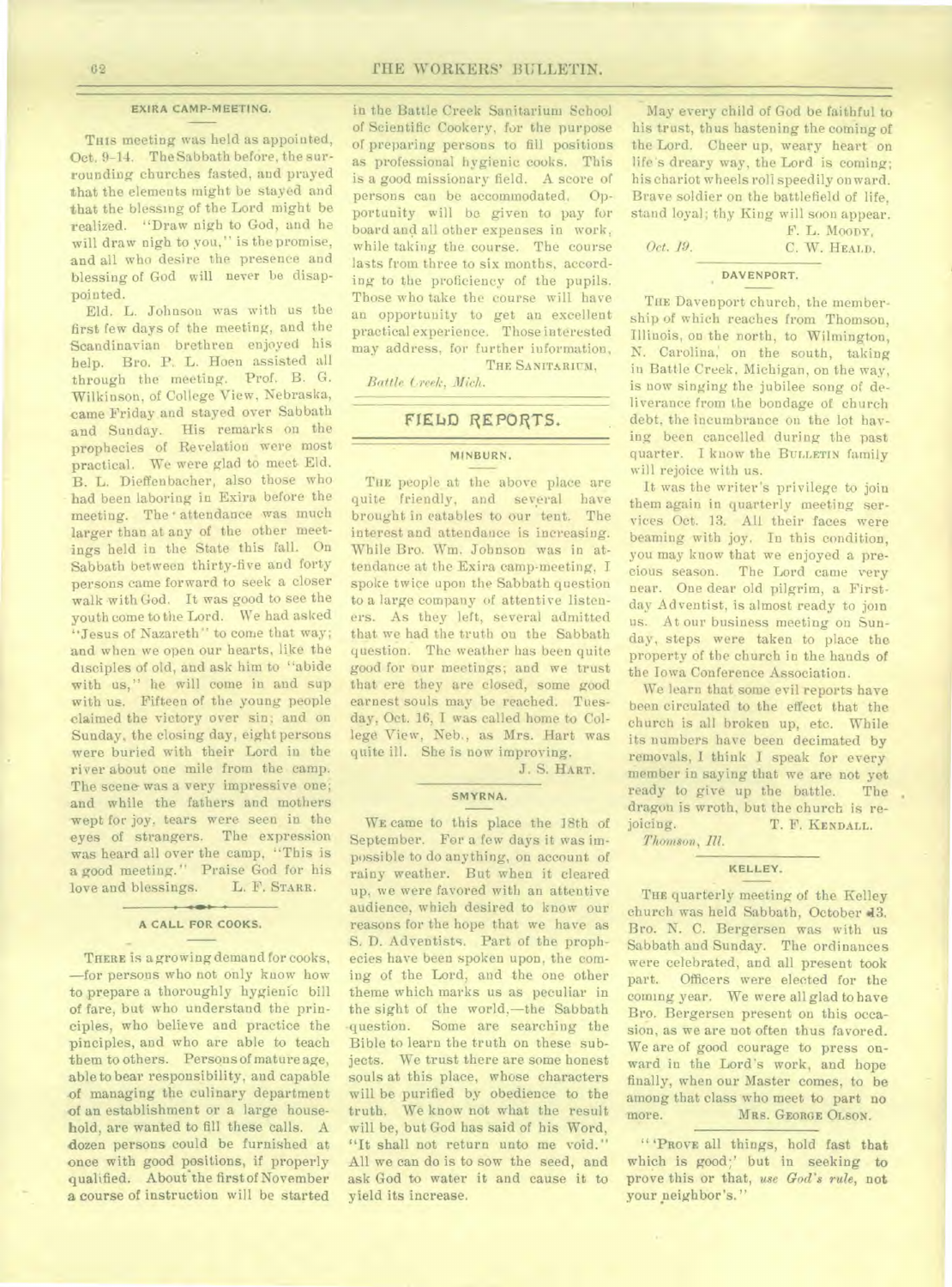## EXIRA CAMP-MEETING.

THIS meeting was held as appointed, Oct. 9-14. The Sabbath before, the surrounding churches fasted, and prayed that the elements might be stayed and that the blessing of the Lord might be realized. "Draw nigh to God, and he will draw nigh to you," is the promise, and all who desire the presence and blessing of God will never be disappointed.

Eld. L. Johnson was with us the first few days of the meeting, and the Scandinavian brethren enjoyed his help. Bro. P. L. Hoen assisted all through the meeting. Prof. B. G. Wilkinson, of College View, Nebraska, came Friday and stayed over Sabbath and Sunday. His remarks on the prophecies of Revelation were most practical. We were glad to meet Eld. B. L. Dieffenbacher, also those who had been laboring in Exira before the meeting. The attendance was much larger than at any of the other meetings held in the State this fall. On Sabbath between thirty-five and forty persons came forward to seek a closer walk with God. It was good to see the youth come to the Lord. We had asked "Jesus of Nazareth" to come that way; and when we open our hearts, like the disciples of old, and ask him to "abide with us," he will come in and sup with us. Fifteen of the young people claimed the victory over sin; and on Sunday, the closing day, eight persons were buried with their Lord in the river about one mile from the camp. The scene was a very impressive one; and while the fathers and mothers wept for joy, tears were seen in the eyes of strangers. The expression was heard all over the camp, "This is a good meeting." Praise God for his love and blessings. L. F. STARR.

## A CALL FOR COOKS.

THERE is a growing demand for cooks,—for persons who not only know how to prepare a thoroughly hygienic bill of fare, but who understand the principles, who believe and practice the pinciples, and who are able to teach them to others. Persons of mature age, able to bear responsibility, and capable of managing the culinary department of an establishment or a large household, are wanted to fill these calls. A dozen persons could be furnished at once with good positions, if properly qualified. About the first of November a course of instruction will be started in the Battle Creek Sanitarium School of Scientific Cookery, for the purpose of preparing persons to fill positions as professional hygienic cooks. This is a good missionary field. A score of persons can be accommodated. Opportunity will be given to pay for board and all other expenses in work, while taking the course. The course lasts from three to six months, according to the proficiency of the pupils. Those who take the course will have an opportunity to get an excellent practical experience. Those interested may address, for further information,

THE SANITARIUM,

*Battle Creek, Mich.*

# FIELD REPORTS.

## MINBURN.

THE people at the above place are quite friendly, and several have brought in eatables to our tent. The interest and attendance is increasing. While Bro. Wm. Johnson was in attendance at the Exira camp-meeting, I spoke twice upon the Sabbath question to a large company of attentive listeners. As they left, several admitted that we had the truth on the Sabbath question. The weather has been quite good for our meetings; and we trust that ere they are closed, some good earnest souls may be reached. Tuesday, Oct. 16, I was called home to College View, Neb., as Mrs. Hart was quite ill. She is now improving.

J. S. HART.

## SMYRNA.

WE came to this place the 18th of September. For a few days it was impossible to do anything, on account of rainy weather. But when it cleared up, we were favored with an attentive audience, which desired to know our reasons for the hope that we have as S. D. Adventists. Part of the prophecies have been spoken upon, the coming of the Lord, and the one other theme which marks us as peculiar in the sight of the world,—the Sabbath question. Some are searching the Bible to learn the truth on these subjects. We trust there are some honest souls at this place, whose characters will be purified by obedience to the truth. We know not what the result will be, but God has said of his Word, "It shall not return unto me void." All we can do is to sow the seed, and ask God to water it and cause it to yield its increase.

May every child of God be faithful to his trust, thus hastening the coming of the Lord. Cheer up, weary heart on life's dreary way, the Lord is coming; his chariot wheels roll speedily onward. Brave soldier on the battlefield of life, stand loyal; thy King will soon appear.

F. L. MOODY,

*Oct. 19.* C. W. HEALD.

## DAVENPORT.

THE Davenport church, the membership of which reaches from Thomson, Illinois, on the north, to Wilmington, N. Carolina, on the south, taking in Battle Creek, Michigan, on the way, is now singing the jubilee song of deliverance from the bondage of church debt, the incumbrance on the lot having been cancelled during the past quarter. I know the BULLETIN family will rejoice with us.

It was the writer's privilege to join them again in quarterly meeting services Oct. 13. All their faces were beaming with joy. In this condition, you may know that we enjoyed a precious season. The Lord came very near. One dear old pilgrim, a First-day Adventist, is almost ready to join us. At our business meeting on Sunday, steps were taken to place the property of the church in the hands of the Iowa Conference Association.

We learn that some evil reports have been circulated to the effect that the church is all broken up, etc. While its numbers have been decimated by removals, I think I speak for every member in saying that we are not yet ready to give up the battle. The dragon is wroth, but the church is rejoicing. T. F. KENDALL.

*Thomson, Ill.*

## KELLEY.

THE quarterly meeting of the Kelley church was held Sabbath, October 13. Bro. N. C. Bergersen was with us Sabbath and Sunday. The ordinances were celebrated, and all present took part. Officers were elected for the coming year. We were all glad to have Bro. Bergersen present on this occasion, as we are not often thus favored. We are of good courage to press onward in the Lord's work, and hope finally, when our Master comes, to be among that class who meet to part no more. MRS. GEORGE OLSON.

"'PROVE all things, hold fast that which is good;' but in seeking to prove this or that, *use God's rule*, not your neighbor's."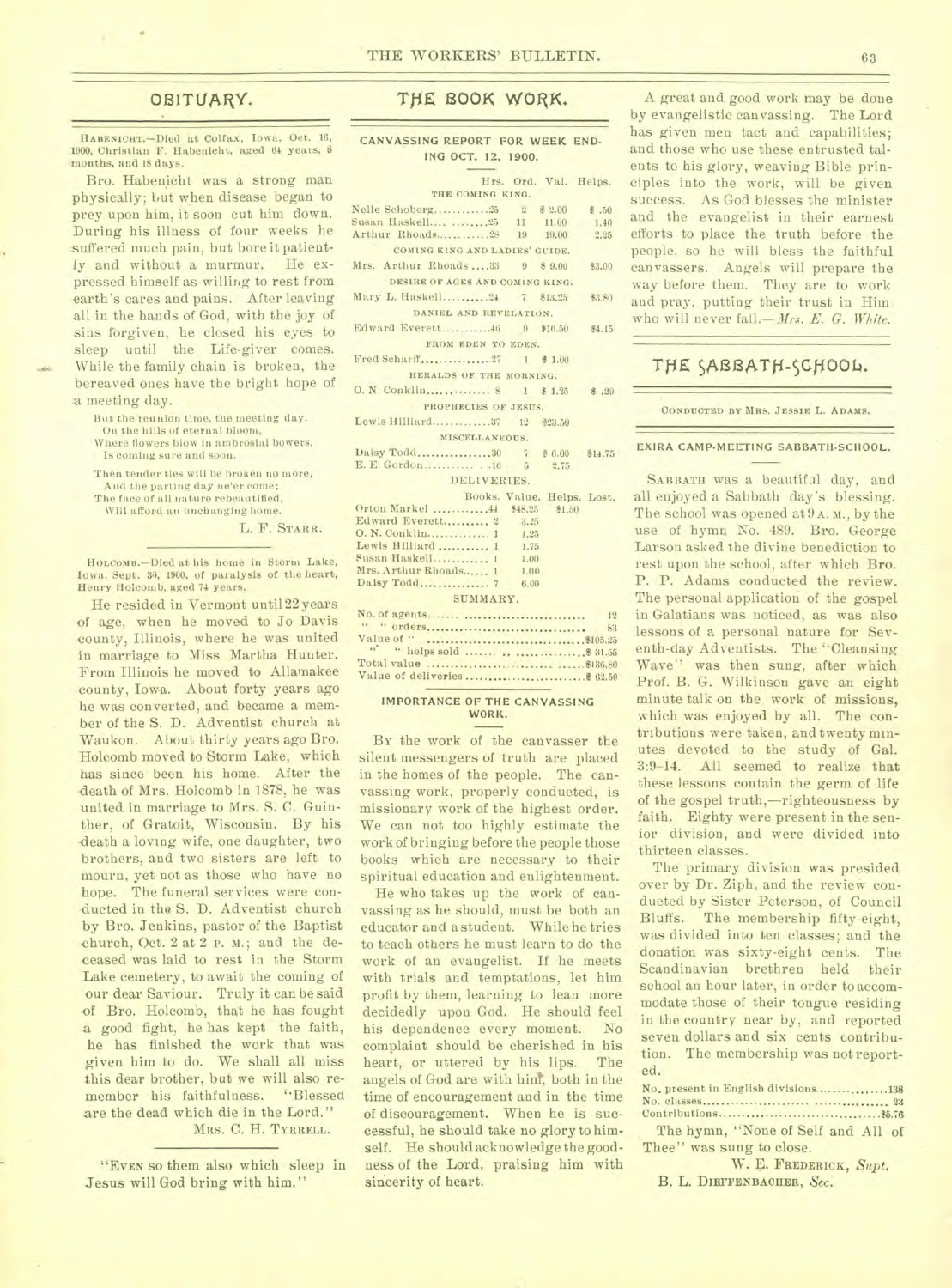## OBITUARY.

HABENICHT.—Died at Colfax, Iowa, Oct. 16, 1900, Christian F. Habenicht, aged 64 years, 8 months, and 18 days.

Bro. Habenicht was a strong man physically; but when disease began to prey upon him, it soon cut him down. During his illness of four weeks he suffered much pain, but bore it patiently and without a murmur. He expressed himself as willing to rest from earth's cares and pains. After leaving all in the hands of God, with the joy of sins forgiven, he closed his eyes to sleep until the Life-giver comes. While the family chain is broken, the bereaved ones have the bright hope of a meeting day.

> But the reunion time, the meeting day.
> On the hills of eternal bloom,
> Where flowers blow in ambrosial bowers,
> Is coming sure and soon.
>
> Then tender ties will be broken no more,
> And the parting day ne'er come;
> The face of all nature rebeautified,
> Will afford an unchanging home.

L. F. STARR.

HOLCOMB.—Died at his home in Storm Lake, Iowa, Sept. 30, 1900, of paralysis of the heart, Henry Holcomb, aged 74 years.

He resided in Vermont until 22 years of age, when he moved to Jo Davis county, Illinois, where he was united in marriage to Miss Martha Hunter. From Illinois he moved to Allamakee county, Iowa. About forty years ago he was converted, and became a member of the S. D. Adventist church at Waukon. About thirty years ago Bro. Holcomb moved to Storm Lake, which has since been his home. After the death of Mrs. Holcomb in 1878, he was united in marriage to Mrs. S. C. Guinther, of Gratoit, Wisconsin. By his death a loving wife, one daughter, two brothers, and two sisters are left to mourn, yet not as those who have no hope. The funeral services were conducted in the S. D. Adventist church by Bro. Jenkins, pastor of the Baptist church, Oct. 2 at 2 P. M.; and the deceased was laid to rest in the Storm Lake cemetery, to await the coming of our dear Saviour. Truly it can be said of Bro. Holcomb, that he has fought a good fight, he has kept the faith, he has finished the work that was given him to do. We shall all miss this dear brother, but we will also remember his faithfulness. "Blessed are the dead which die in the Lord."

MRS. C. H. TYRRELL.

"EVEN so them also which sleep in Jesus will God bring with him."

## THE BOOK WORK.

### CANVASSING REPORT FOR WEEK ENDING OCT. 12, 1900.

| | Hrs. | Ord. | Val. | Helps. |
|---|---|---|---|---|
| THE COMING KING. | | | | |
| Nelle Schoberg | 25 | 2 | $ 2.00 | $ .50 |
| Susan Haskell | 25 | 11 | 11.00 | 1.40 |
| Arthur Rhoads | 28 | 19 | 19.00 | 2.25 |
| COMING KING AND LADIES' GUIDE. | | | | |
| Mrs. Arthur Rhoads | 33 | 9 | $ 9.00 | $3.00 |
| DESIRE OF AGES AND COMING KING. | | | | |
| Mary L. Haskell | 24 | 7 | $13.25 | $3.80 |
| DANIEL AND REVELATION. | | | | |
| Edward Everett | 46 | 9 | $16.50 | $4.15 |
| FROM EDEN TO EDEN. | | | | |
| Fred Scharff | 27 | 1 | $ 1.00 | |
| HERALDS OF THE MORNING. | | | | |
| O. N. Conklin | 8 | 1 | $ 1.25 | $ .20 |
| PROPHECIES OF JESUS. | | | | |
| Lewis Hilliard | 37 | 12 | $23.50 | |
| MISCELLANEOUS. | | | | |
| Daisy Todd | 30 | 7 | $ 6.00 | $14.75 |
| E. E. Gordon | 16 | 5 | 2.75 | |

DELIVERIES.

| | Books. | Value. | Helps. | Lost. |
|---|---|---|---|---|
| Orton Markel | 44 | $48.25 | $1.50 | |
| Edward Everett | 2 | 3.25 | | |
| O. N. Conklin | 1 | 1.25 | | |
| Lewis Hilliard | 1 | 1.75 | | |
| Susan Haskell | 1 | 1.00 | | |
| Mrs. Arthur Rhoads | 1 | 1.00 | | |
| Daisy Todd | 7 | 6.00 | | |

SUMMARY.

| | |
|---|---|
| No. of agents | 12 |
| " " orders | 83 |
| Value of " | $105.25 |
| " " helps sold | $ 31.55 |
| Total value | $136.80 |
| Value of deliveries | $ 62.50 |

### IMPORTANCE OF THE CANVASSING WORK.

BY the work of the canvasser the silent messengers of truth are placed in the homes of the people. The canvassing work, properly conducted, is missionary work of the highest order. We can not too highly estimate the work of bringing before the people those books which are necessary to their spiritual education and enlightenment.

He who takes up the work of canvassing as he should, must be both an educator and a student. While he tries to teach others he must learn to do the work of an evangelist. If he meets with trials and temptations, let him profit by them, learning to lean more decidedly upon God. He should feel his dependence every moment. No complaint should be cherished in his heart, or uttered by his lips. The angels of God are with him, both in the time of encouragement and in the time of discouragement. When he is successful, he should take no glory to himself. He should acknowledge the goodness of the Lord, praising him with sincerity of heart.

A great and good work may be done by evangelistic canvassing. The Lord has given men tact and capabilities; and those who use these entrusted talents to his glory, weaving Bible principles into the work, will be given success. As God blesses the minister and the evangelist in their earnest efforts to place the truth before the people, so he will bless the faithful canvassers. Angels will prepare the way before them. They are to work and pray, putting their trust in Him who will never fail.—*Mrs. E. G. White.*

## THE SABBATH-SCHOOL.

CONDUCTED BY MRS. JESSIE L. ADAMS.

### EXIRA CAMP-MEETING SABBATH-SCHOOL.

SABBATH was a beautiful day, and all enjoyed a Sabbath day's blessing. The school was opened at 9 A. M., by the use of hymn No. 489. Bro. George Larson asked the divine benediction to rest upon the school, after which Bro. P. P. Adams conducted the review. The personal application of the gospel in Galatians was noticed, as was also lessons of a personal nature for Seventh-day Adventists. The "Cleansing Wave" was then sung, after which Prof. B. G. Wilkinson gave an eight minute talk on the work of missions, which was enjoyed by all. The contributions were taken, and twenty minutes devoted to the study of Gal. 3:9-14. All seemed to realize that these lessons contain the germ of life of the gospel truth,—righteousness by faith. Eighty were present in the senior division, and were divided into thirteen classes.

The primary division was presided over by Dr. Ziph, and the review conducted by Sister Peterson, of Council Bluffs. The membership fifty-eight, was divided into ten classes; and the donation was sixty-eight cents. The Scandinavian brethren held their school an hour later, in order to accommodate those of their tongue residing in the country near by, and reported seven dollars and six cents contribution. The membership was not reported.

| | |
|---|---|
| No. present in English divisions | 138 |
| No. classes | 23 |
| Contributions | $5.76 |

The hymn, "None of Self and All of Thee" was sung to close.

W. E. FREDERICK, *Supt.*
B. L. DIEFFENBACHER, *Sec.*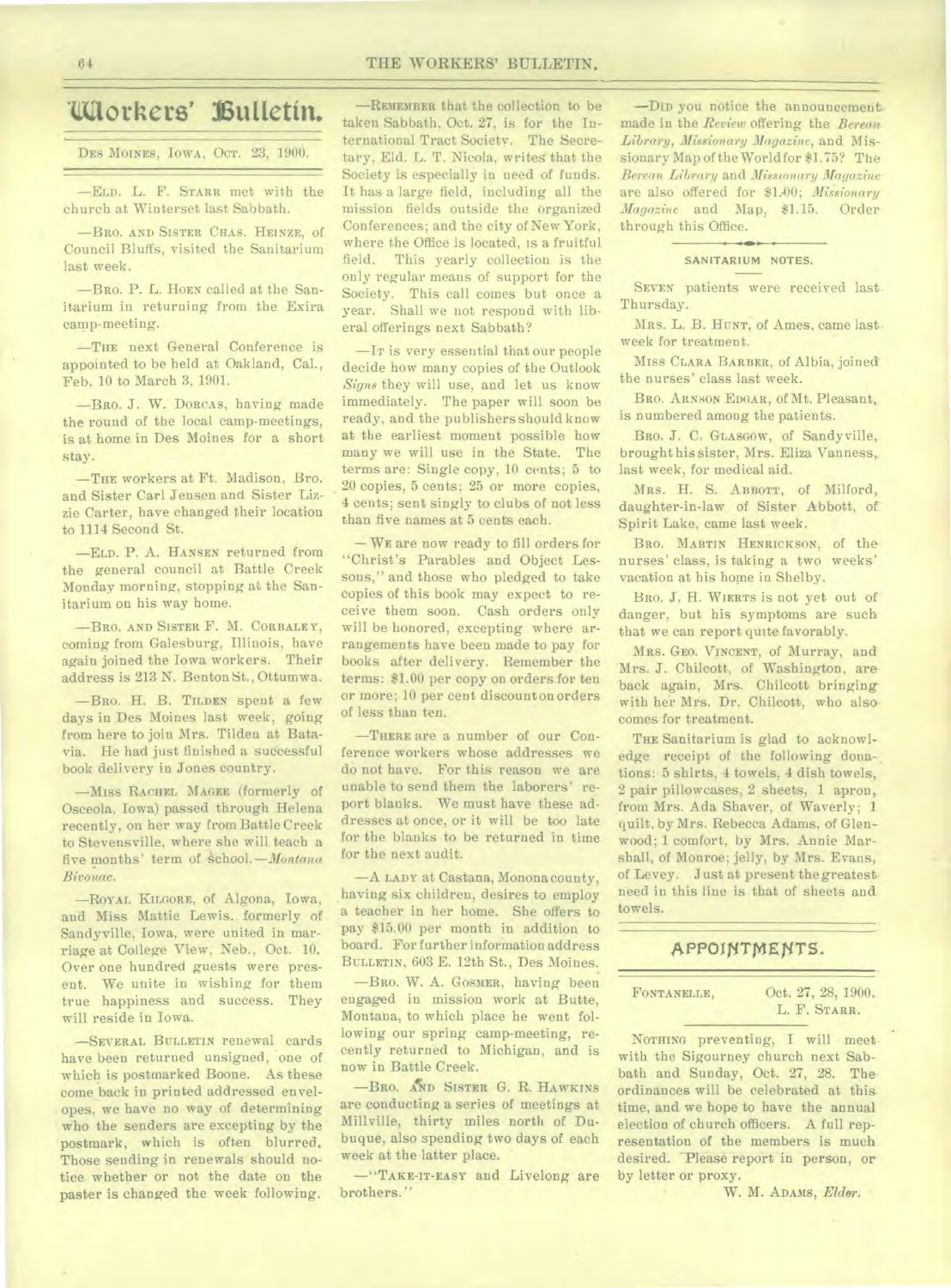# Workers' Bulletin.

DES MOINES, IOWA, OCT. 23, 1900.

—ELD. L. F. STARR met with the church at Winterset last Sabbath.

—BRO. AND SISTER CHAS. HEINZE, of Council Bluffs, visited the Sanitarium last week.

—BRO. P. L. HOEN called at the Sanitarium in returning from the Exira camp-meeting.

—THE next General Conference is appointed to be held at Oakland, Cal., Feb. 10 to March 3, 1901.

—BRO. J. W. DORCAS, having made the round of the local camp-meetings, is at home in Des Moines for a short stay.

—THE workers at Ft. Madison, Bro. and Sister Carl Jensen and Sister Lizzie Carter, have changed their location to 1114 Second St.

—ELD. P. A. HANSEN returned from the general council at Battle Creek Monday morning, stopping at the Sanitarium on his way home.

—BRO. AND SISTER F. M. CORBALEY, coming from Galesburg, Illinois, have again joined the Iowa workers. Their address is 213 N. Benton St., Ottumwa.

—BRO. H. B. TILDEN spent a few days in Des Moines last week, going from here to join Mrs. Tilden at Batavia. He had just finished a successful book delivery in Jones country.

—MISS RACHEL MAGEE (formerly of Osceola, Iowa) passed through Helena recently, on her way from Battle Creek to Stevensville, where she will teach a five months' term of school.—*Montana Bivouac.*

—ROYAL KILGORE, of Algona, Iowa, and Miss Mattie Lewis, formerly of Sandyville, Iowa, were united in marriage at College View, Neb., Oct. 10. Over one hundred guests were present. We unite in wishing for them true happiness and success. They will reside in Iowa.

—SEVERAL BULLETIN renewal cards have been returned unsigned, one of which is postmarked Boone. As these come back in printed addressed envelopes, we have no way of determining who the senders are excepting by the postmark, which is often blurred. Those sending in renewals should notice whether or not the date on the paster is changed the week following.

—REMEMBER that the collection to be taken Sabbath, Oct. 27, is for the International Tract Society. The Secretary, Eld. L. T. Nicola, writes that the Society is especially in need of funds. It has a large field, including all the mission fields outside the organized Conferences; and the city of New York, where the Office is located, is a fruitful field. This yearly collection is the only regular means of support for the Society. This call comes but once a year. Shall we not respond with liberal offerings next Sabbath?

—IT is very essential that our people decide how many copies of the Outlook *Signs* they will use, and let us know immediately. The paper will soon be ready, and the publishers should know at the earliest moment possible how many we will use in the State. The terms are: Single copy, 10 cents; 5 to 20 copies, 5 cents; 25 or more copies, 4 cents; sent singly to clubs of not less than five names at 5 cents each.

—WE are now ready to fill orders for "Christ's Parables and Object Lessons," and those who pledged to take copies of this book may expect to receive them soon. Cash orders only will be honored, excepting where arrangements have been made to pay for books after delivery. Remember the terms: $1.00 per copy on orders for ten or more; 10 per cent discount on orders of less than ten.

—THERE are a number of our Conference workers whose addresses we do not have. For this reason we are unable to send them the laborers' report blanks. We must have these addresses at once, or it will be too late for the blanks to be returned in time for the next audit.

—A LADY at Castana, Monona county, having six children, desires to employ a teacher in her home. She offers to pay $15.00 per month in addition to board. For further information address BULLETIN, 603 E. 12th St., Des Moines.

—BRO. W. A. GOSMER, having been engaged in mission work at Butte, Montana, to which place he went following our spring camp-meeting, recently returned to Michigan, and is now in Battle Creek.

—BRO. AND SISTER G. R. HAWKINS are conducting a series of meetings at Millville, thirty miles north of Dubuque, also spending two days of each week at the latter place.

—"TAKE-IT-EASY and Livelong are brothers."

—DID you notice the announcement made in the *Review* offering the *Berean Library*, *Missionary Magazine*, and Missionary Map of the World for $1.75? The *Berean Library* and *Missionary Magazine* are also offered for $1.00; *Missionary Magazine* and Map, $1.15. Order through this Office.

### SANITARIUM NOTES.

SEVEN patients were received last Thursday.

MRS. L. B. HUNT, of Ames, came last week for treatment.

MISS CLARA BARBER, of Albia, joined the nurses' class last week.

BRO. ARNSON EDGAR, of Mt. Pleasant, is numbered among the patients.

BRO. J. C. GLASGOW, of Sandyville, brought his sister, Mrs. Eliza Vanness, last week, for medical aid.

MRS. H. S. ABBOTT, of Milford, daughter-in-law of Sister Abbott, of Spirit Lake, came last week.

BRO. MARTIN HENRICKSON, of the nurses' class, is taking a two weeks' vacation at his home in Shelby.

BRO. J. H. WIERTS is not yet out of danger, but his symptoms are such that we can report quite favorably.

MRS. GEO. VINCENT, of Murray, and Mrs. J. Chilcott, of Washington, are back again, Mrs. Chilcott bringing with her Mrs. Dr. Chilcott, who also comes for treatment.

THE Sanitarium is glad to acknowledge receipt of the following donations: 5 shirts, 4 towels, 4 dish towels, 2 pair pillowcases, 2 sheets, 1 apron, from Mrs. Ada Shaver, of Waverly; 1 quilt, by Mrs. Rebecca Adams, of Glenwood; 1 comfort, by Mrs. Annie Marshall, of Monroe; jelly, by Mrs. Evans, of Levey. Just at present the greatest need in this line is that of sheets and towels.

## APPOINTMENTS.

FONTANELLE, Oct. 27, 28, 1900.
L. F. STARR.

NOTHING preventing, I will meet with the Sigourney church next Sabbath and Sunday, Oct. 27, 28. The ordinances will be celebrated at this time, and we hope to have the annual election of church officers. A full representation of the members is much desired. Please report in person, or by letter or proxy.

W. M. ADAMS, *Elder.*